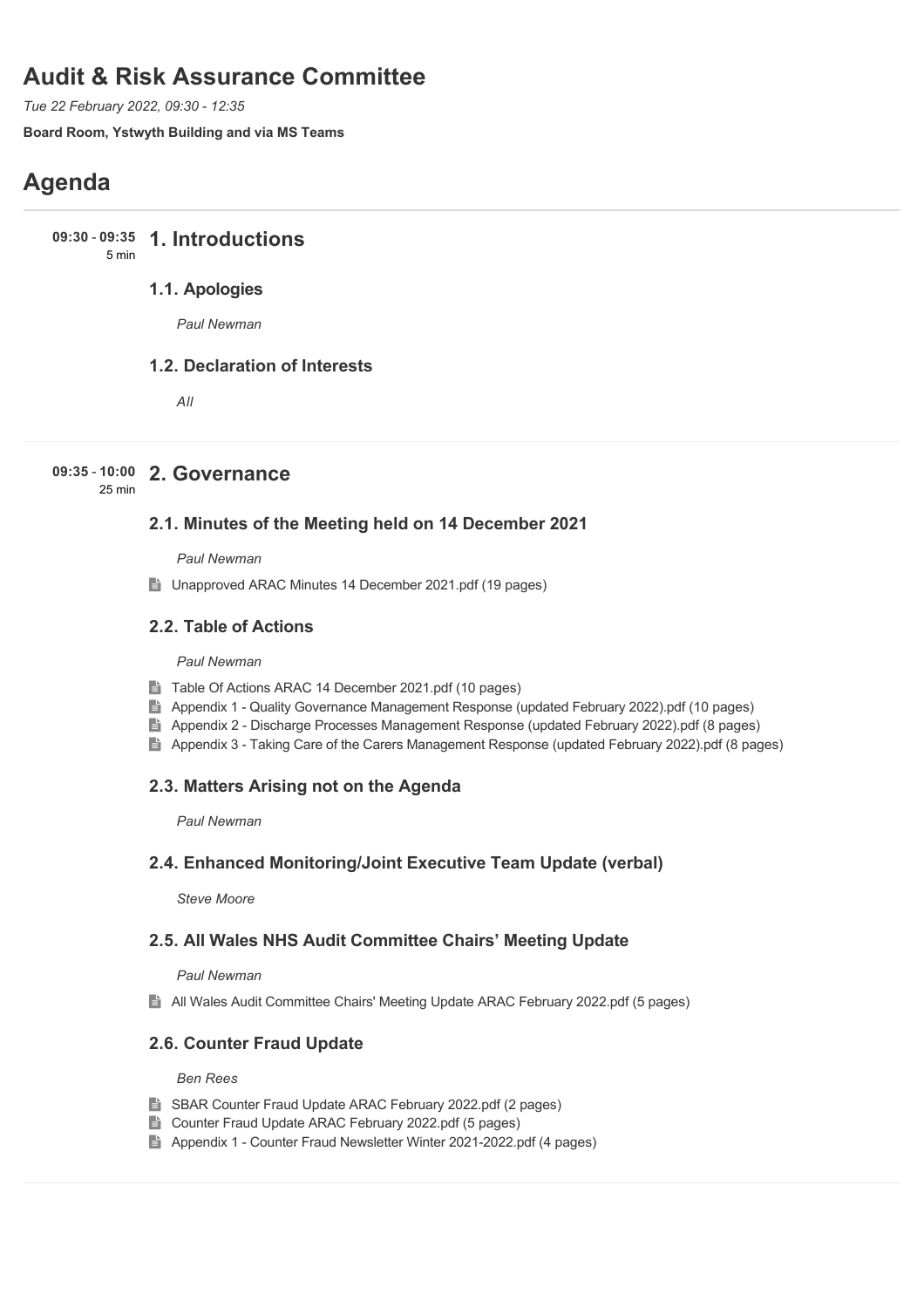# Audit & Risk Assurance Committee

*Tue 22 February 2022, 09:30 - 12:35*

**Board Room, Ystwyth Building and via MS Teams**

# Agenda

**09:30 - 09:35** 5 min

## 1. Introductions

### 1.1. Apologies

*Paul Newman*

### 1.2. Declaration of Interests

*All*

**09:35 - 10:00** 25 min

## 2. Governance

### 2.1. Minutes of the Meeting held on 14 December 2021

*Paul Newman*

- Unapproved ARAC Minutes 14 December 2021.pdf (19 pages)

### 2.2. Table of Actions

*Paul Newman*

- Table Of Actions ARAC 14 December 2021.pdf (10 pages)
- Appendix 1 - Quality Governance Management Response (updated February 2022).pdf (10 pages)
- Appendix 2 - Discharge Processes Management Response (updated February 2022).pdf (8 pages)
- Appendix 3 - Taking Care of the Carers Management Response (updated February 2022).pdf (8 pages)

### 2.3. Matters Arising not on the Agenda

*Paul Newman*

### 2.4. Enhanced Monitoring/Joint Executive Team Update (verbal)

*Steve Moore*

### 2.5. All Wales NHS Audit Committee Chairs' Meeting Update

*Paul Newman*

- All Wales Audit Committee Chairs' Meeting Update ARAC February 2022.pdf (5 pages)

### 2.6. Counter Fraud Update

*Ben Rees*

- SBAR Counter Fraud Update ARAC February 2022.pdf (2 pages)
- Counter Fraud Update ARAC February 2022.pdf (5 pages)
- Appendix 1 - Counter Fraud Newsletter Winter 2021-2022.pdf (4 pages)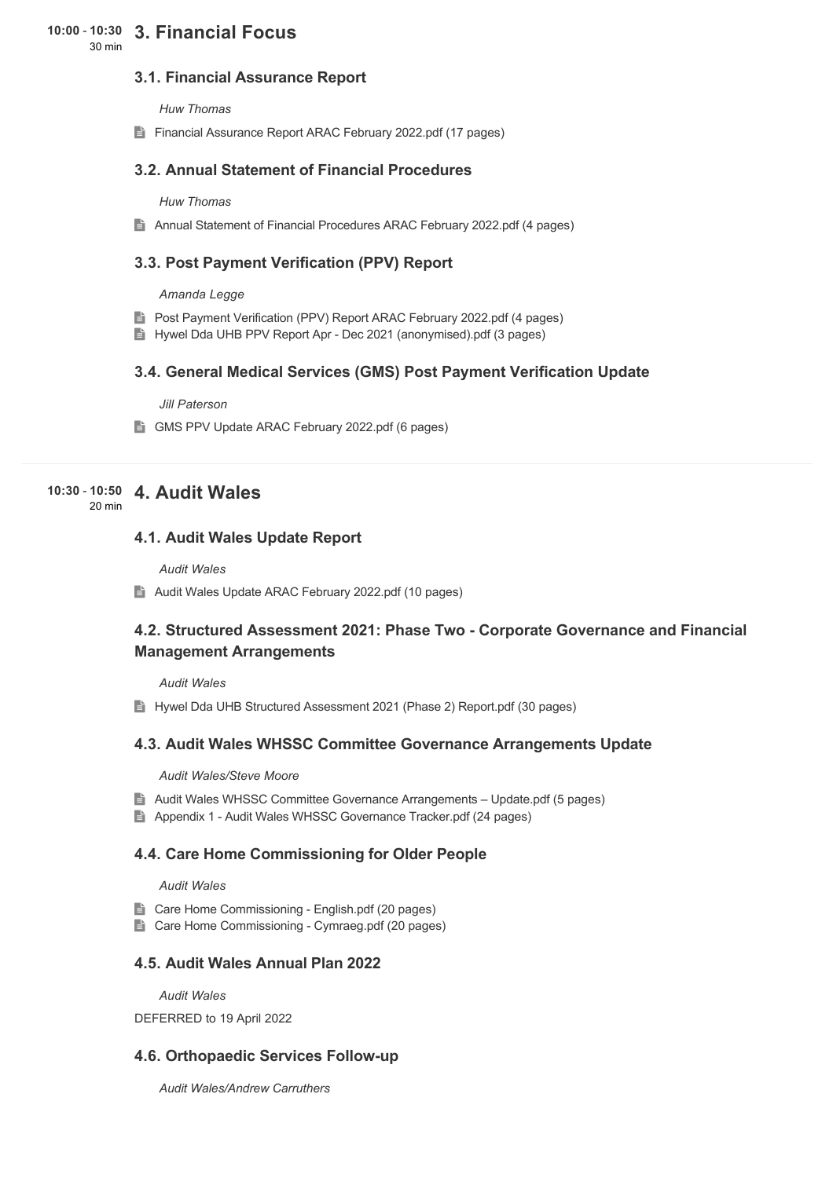**10:00 - 10:30**
30 min

## 3. Financial Focus

### 3.1. Financial Assurance Report

*Huw Thomas*

- Financial Assurance Report ARAC February 2022.pdf (17 pages)

### 3.2. Annual Statement of Financial Procedures

*Huw Thomas*

- Annual Statement of Financial Procedures ARAC February 2022.pdf (4 pages)

### 3.3. Post Payment Verification (PPV) Report

*Amanda Legge*

- Post Payment Verification (PPV) Report ARAC February 2022.pdf (4 pages)
- Hywel Dda UHB PPV Report Apr - Dec 2021 (anonymised).pdf (3 pages)

### 3.4. General Medical Services (GMS) Post Payment Verification Update

*Jill Paterson*

- GMS PPV Update ARAC February 2022.pdf (6 pages)

---

**10:30 - 10:50**
20 min

## 4. Audit Wales

### 4.1. Audit Wales Update Report

*Audit Wales*

- Audit Wales Update ARAC February 2022.pdf (10 pages)

### 4.2. Structured Assessment 2021: Phase Two - Corporate Governance and Financial Management Arrangements

*Audit Wales*

- Hywel Dda UHB Structured Assessment 2021 (Phase 2) Report.pdf (30 pages)

### 4.3. Audit Wales WHSSC Committee Governance Arrangements Update

*Audit Wales/Steve Moore*

- Audit Wales WHSSC Committee Governance Arrangements – Update.pdf (5 pages)
- Appendix 1 - Audit Wales WHSSC Governance Tracker.pdf (24 pages)

### 4.4. Care Home Commissioning for Older People

*Audit Wales*

- Care Home Commissioning - English.pdf (20 pages)
- Care Home Commissioning - Cymraeg.pdf (20 pages)

### 4.5. Audit Wales Annual Plan 2022

*Audit Wales*

DEFERRED to 19 April 2022

### 4.6. Orthopaedic Services Follow-up

*Audit Wales/Andrew Carruthers*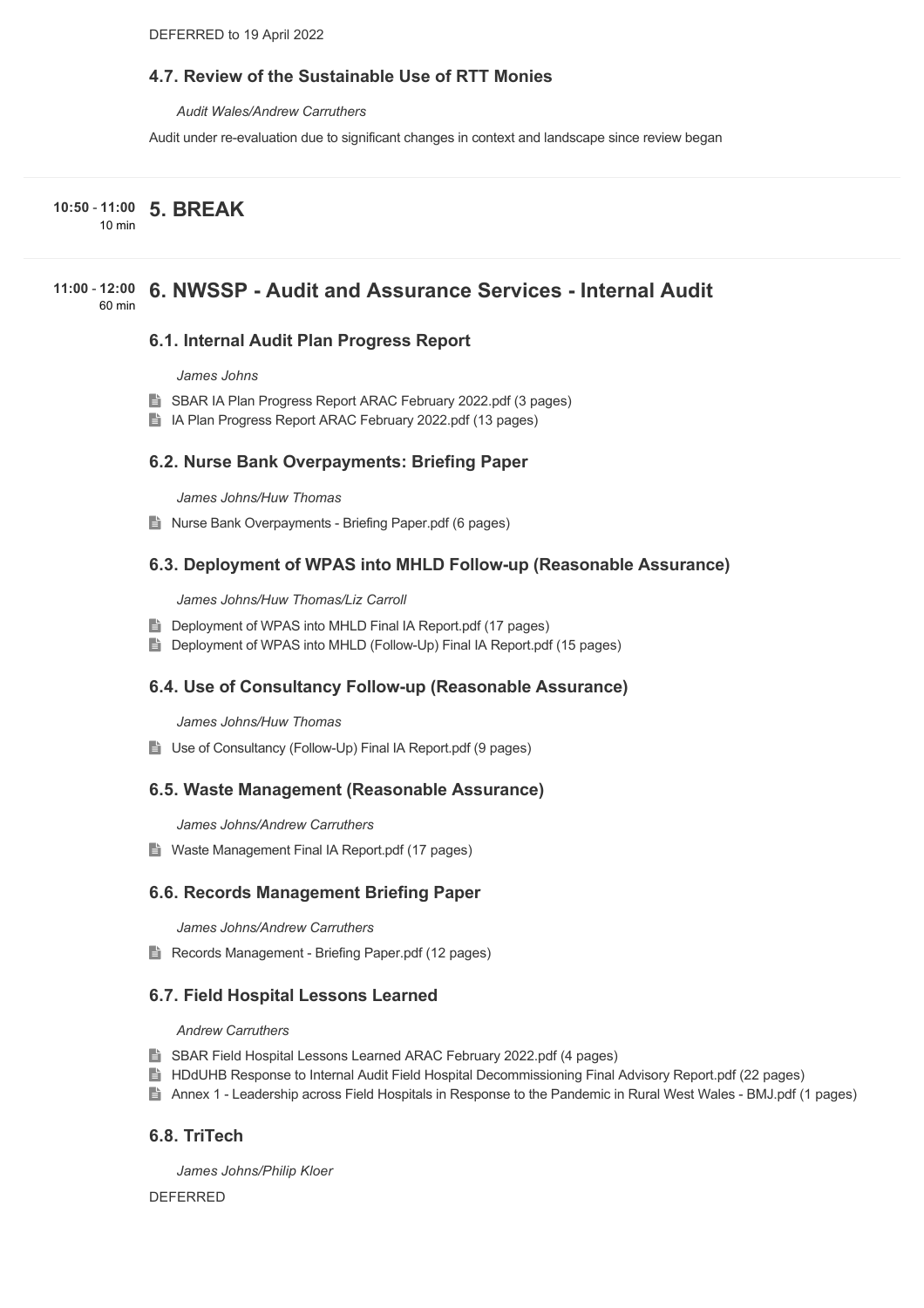DEFERRED to 19 April 2022

### 4.7. Review of the Sustainable Use of RTT Monies

*Audit Wales/Andrew Carruthers*

Audit under re-evaluation due to significant changes in context and landscape since review began

**10:50 - 11:00** 10 min

## 5. BREAK

**11:00 - 12:00** 60 min

## 6. NWSSP - Audit and Assurance Services - Internal Audit

### 6.1. Internal Audit Plan Progress Report

*James Johns*

- SBAR IA Plan Progress Report ARAC February 2022.pdf (3 pages)
- IA Plan Progress Report ARAC February 2022.pdf (13 pages)

### 6.2. Nurse Bank Overpayments: Briefing Paper

*James Johns/Huw Thomas*

- Nurse Bank Overpayments - Briefing Paper.pdf (6 pages)

### 6.3. Deployment of WPAS into MHLD Follow-up (Reasonable Assurance)

*James Johns/Huw Thomas/Liz Carroll*

- Deployment of WPAS into MHLD Final IA Report.pdf (17 pages)
- Deployment of WPAS into MHLD (Follow-Up) Final IA Report.pdf (15 pages)

### 6.4. Use of Consultancy Follow-up (Reasonable Assurance)

*James Johns/Huw Thomas*

- Use of Consultancy (Follow-Up) Final IA Report.pdf (9 pages)

### 6.5. Waste Management (Reasonable Assurance)

*James Johns/Andrew Carruthers*

- Waste Management Final IA Report.pdf (17 pages)

### 6.6. Records Management Briefing Paper

*James Johns/Andrew Carruthers*

- Records Management - Briefing Paper.pdf (12 pages)

### 6.7. Field Hospital Lessons Learned

*Andrew Carruthers*

- SBAR Field Hospital Lessons Learned ARAC February 2022.pdf (4 pages)
- HDdUHB Response to Internal Audit Field Hospital Decommissioning Final Advisory Report.pdf (22 pages)
- Annex 1 - Leadership across Field Hospitals in Response to the Pandemic in Rural West Wales - BMJ.pdf (1 pages)

### 6.8. TriTech

*James Johns/Philip Kloer*

DEFERRED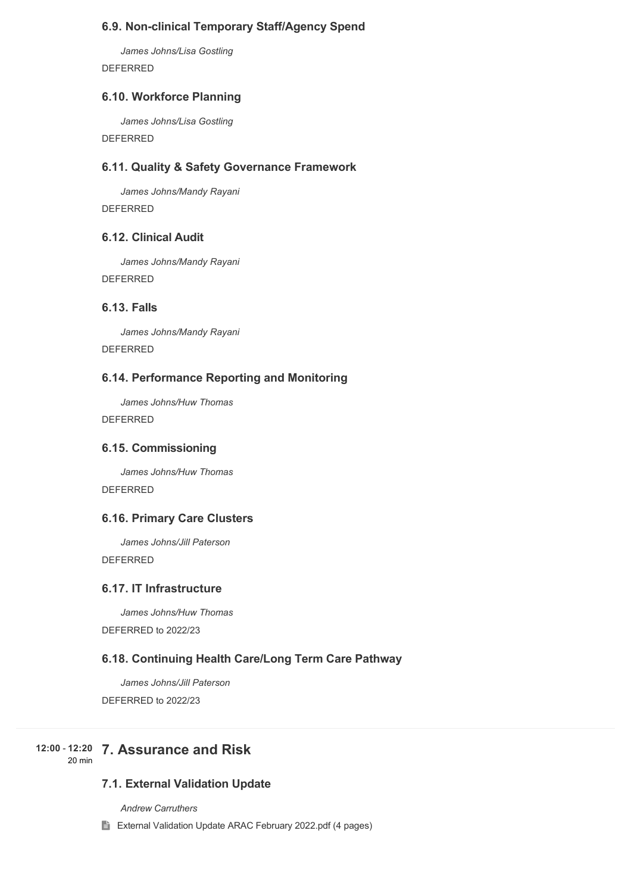### 6.9. Non-clinical Temporary Staff/Agency Spend

*James Johns/Lisa Gostling*

DEFERRED

### 6.10. Workforce Planning

*James Johns/Lisa Gostling*

DEFERRED

### 6.11. Quality & Safety Governance Framework

*James Johns/Mandy Rayani*

DEFERRED

### 6.12. Clinical Audit

*James Johns/Mandy Rayani*

DEFERRED

### 6.13. Falls

*James Johns/Mandy Rayani*

DEFERRED

### 6.14. Performance Reporting and Monitoring

*James Johns/Huw Thomas*

DEFERRED

### 6.15. Commissioning

*James Johns/Huw Thomas*

DEFERRED

### 6.16. Primary Care Clusters

*James Johns/Jill Paterson*

DEFERRED

### 6.17. IT Infrastructure

*James Johns/Huw Thomas*

DEFERRED to 2022/23

### 6.18. Continuing Health Care/Long Term Care Pathway

*James Johns/Jill Paterson*

DEFERRED to 2022/23

---

12:00 - 12:20
20 min

## 7. Assurance and Risk

### 7.1. External Validation Update

*Andrew Carruthers*

External Validation Update ARAC February 2022.pdf (4 pages)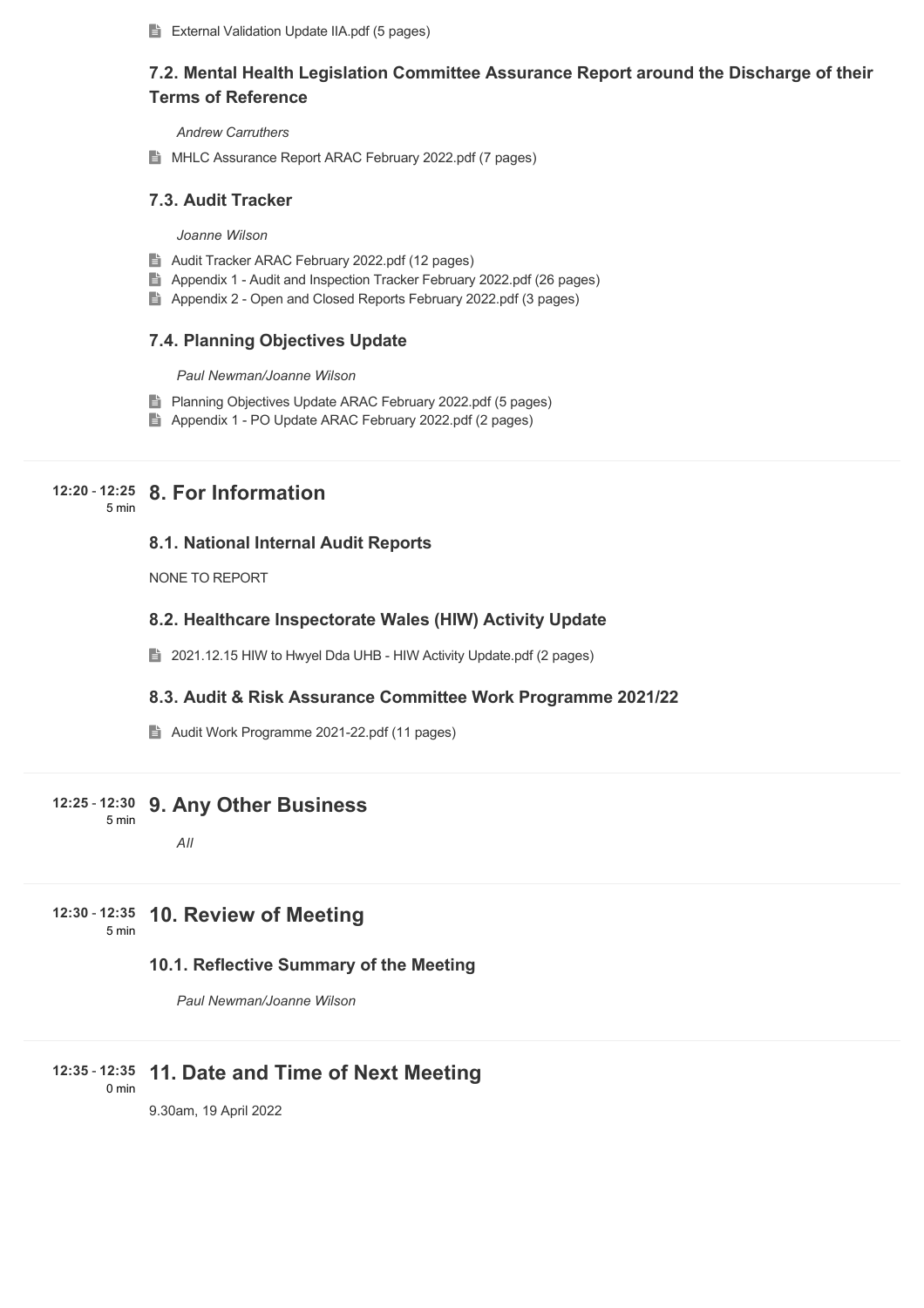External Validation Update IIA.pdf (5 pages)

### 7.2. Mental Health Legislation Committee Assurance Report around the Discharge of their Terms of Reference

*Andrew Carruthers*

MHLC Assurance Report ARAC February 2022.pdf (7 pages)

### 7.3. Audit Tracker

*Joanne Wilson*

Audit Tracker ARAC February 2022.pdf (12 pages)
Appendix 1 - Audit and Inspection Tracker February 2022.pdf (26 pages)
Appendix 2 - Open and Closed Reports February 2022.pdf (3 pages)

### 7.4. Planning Objectives Update

*Paul Newman/Joanne Wilson*

Planning Objectives Update ARAC February 2022.pdf (5 pages)
Appendix 1 - PO Update ARAC February 2022.pdf (2 pages)

## 12:20 - 12:25 (5 min) 8. For Information

### 8.1. National Internal Audit Reports

NONE TO REPORT

### 8.2. Healthcare Inspectorate Wales (HIW) Activity Update

2021.12.15 HIW to Hwyel Dda UHB - HIW Activity Update.pdf (2 pages)

### 8.3. Audit & Risk Assurance Committee Work Programme 2021/22

Audit Work Programme 2021-22.pdf (11 pages)

## 12:25 - 12:30 (5 min) 9. Any Other Business

*All*

## 12:30 - 12:35 (5 min) 10. Review of Meeting

### 10.1. Reflective Summary of the Meeting

*Paul Newman/Joanne Wilson*

## 12:35 - 12:35 (0 min) 11. Date and Time of Next Meeting

9.30am, 19 April 2022